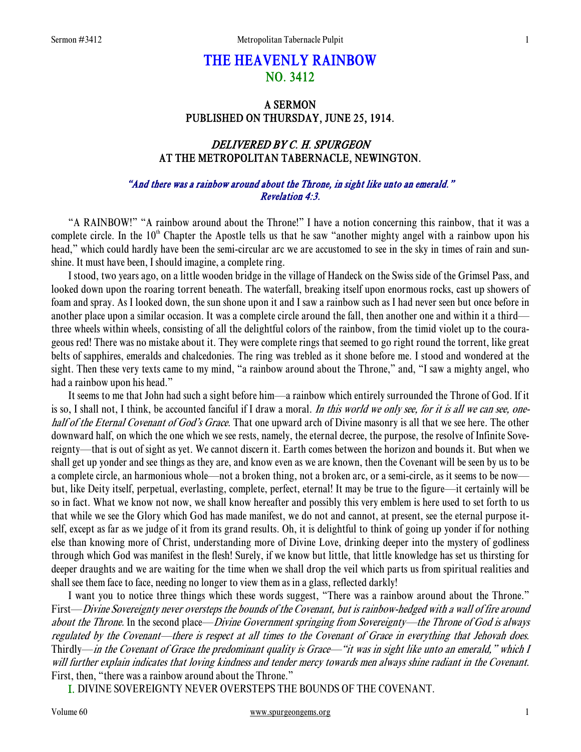# THE HEAVENLY RAINBOW
## NO. 3412

### A SERMON
### PUBLISHED ON THURSDAY, JUNE 25, 1914.

### *DELIVERED BY C. H. SPURGEON*
### AT THE METROPOLITAN TABERNACLE, NEWINGTON.

*"And there was a rainbow around about the Throne, in sight like unto an emerald." Revelation 4:3.*

"A RAINBOW!" "A rainbow around about the Throne!" I have a notion concerning this rainbow, that it was a complete circle. In the 10th Chapter the Apostle tells us that he saw "another mighty angel with a rainbow upon his head," which could hardly have been the semi-circular arc we are accustomed to see in the sky in times of rain and sunshine. It must have been, I should imagine, a complete ring.

I stood, two years ago, on a little wooden bridge in the village of Handeck on the Swiss side of the Grimsel Pass, and looked down upon the roaring torrent beneath. The waterfall, breaking itself upon enormous rocks, cast up showers of foam and spray. As I looked down, the sun shone upon it and I saw a rainbow such as I had never seen but once before in another place upon a similar occasion. It was a complete circle around the fall, then another one and within it a third—three wheels within wheels, consisting of all the delightful colors of the rainbow, from the timid violet up to the courageous red! There was no mistake about it. They were complete rings that seemed to go right round the torrent, like great belts of sapphires, emeralds and chalcedonies. The ring was trebled as it shone before me. I stood and wondered at the sight. Then these very texts came to my mind, "a rainbow around about the Throne," and, "I saw a mighty angel, who had a rainbow upon his head."

It seems to me that John had such a sight before him—a rainbow which entirely surrounded the Throne of God. If it is so, I shall not, I think, be accounted fanciful if I draw a moral. *In this world we only see, for it is all we can see, one-half of the Eternal Covenant of God's Grace.* That one upward arch of Divine masonry is all that we see here. The other downward half, on which the one which we see rests, namely, the eternal decree, the purpose, the resolve of Infinite Sovereignty—that is out of sight as yet. We cannot discern it. Earth comes between the horizon and bounds it. But when we shall get up yonder and see things as they are, and know even as we are known, then the Covenant will be seen by us to be a complete circle, an harmonious whole—not a broken thing, not a broken arc, or a semi-circle, as it seems to be now—but, like Deity itself, perpetual, everlasting, complete, perfect, eternal! It may be true to the figure—it certainly will be so in fact. What we know not now, we shall know hereafter and possibly this very emblem is here used to set forth to us that while we see the Glory which God has made manifest, we do not and cannot, at present, see the eternal purpose itself, except as far as we judge of it from its grand results. Oh, it is delightful to think of going up yonder if for nothing else than knowing more of Christ, understanding more of Divine Love, drinking deeper into the mystery of godliness through which God was manifest in the flesh! Surely, if we know but little, that little knowledge has set us thirsting for deeper draughts and we are waiting for the time when we shall drop the veil which parts us from spiritual realities and shall see them face to face, needing no longer to view them as in a glass, reflected darkly!

I want you to notice three things which these words suggest, "There was a rainbow around about the Throne." First—*Divine Sovereignty never oversteps the bounds of the Covenant, but is rainbow-hedged with a wall of fire around about the Throne.* In the second place—*Divine Government springing from Sovereignty—the Throne of God is always regulated by the Covenant—there is respect at all times to the Covenant of Grace in everything that Jehovah does.* Thirdly—*in the Covenant of Grace the predominant quality is Grace—"it was in sight like unto an emerald," which I will further explain indicates that loving kindness and tender mercy towards men always shine radiant in the Covenant.* First, then, "there was a rainbow around about the Throne."

I. DIVINE SOVEREIGNTY NEVER OVERSTEPS THE BOUNDS OF THE COVENANT.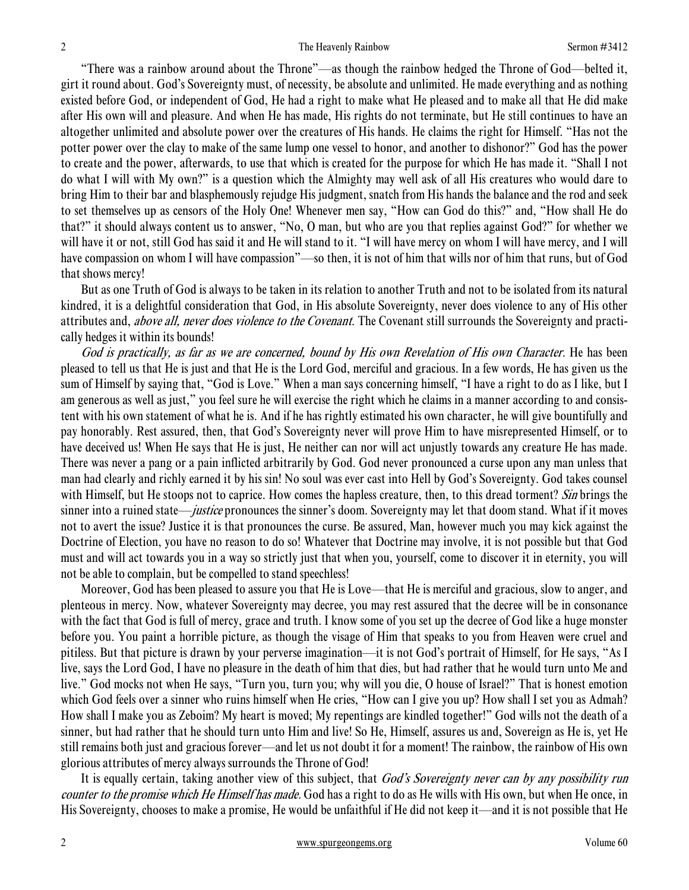"There was a rainbow around about the Throne"—as though the rainbow hedged the Throne of God—belted it, girt it round about. God's Sovereignty must, of necessity, be absolute and unlimited. He made everything and as nothing existed before God, or independent of God, He had a right to make what He pleased and to make all that He did make after His own will and pleasure. And when He has made, His rights do not terminate, but He still continues to have an altogether unlimited and absolute power over the creatures of His hands. He claims the right for Himself. "Has not the potter power over the clay to make of the same lump one vessel to honor, and another to dishonor?" God has the power to create and the power, afterwards, to use that which is created for the purpose for which He has made it. "Shall I not do what I will with My own?" is a question which the Almighty may well ask of all His creatures who would dare to bring Him to their bar and blasphemously rejudge His judgment, snatch from His hands the balance and the rod and seek to set themselves up as censors of the Holy One! Whenever men say, "How can God do this?" and, "How shall He do that?" it should always content us to answer, "No, O man, but who are you that replies against God?" for whether we will have it or not, still God has said it and He will stand to it. "I will have mercy on whom I will have mercy, and I will have compassion on whom I will have compassion"—so then, it is not of him that wills nor of him that runs, but of God that shows mercy!

But as one Truth of God is always to be taken in its relation to another Truth and not to be isolated from its natural kindred, it is a delightful consideration that God, in His absolute Sovereignty, never does violence to any of His other attributes and, *above all, never does violence to the Covenant*. The Covenant still surrounds the Sovereignty and practically hedges it within its bounds!

*God is practically, as far as we are concerned, bound by His own Revelation of His own Character.* He has been pleased to tell us that He is just and that He is the Lord God, merciful and gracious. In a few words, He has given us the sum of Himself by saying that, "God is Love." When a man says concerning himself, "I have a right to do as I like, but I am generous as well as just," you feel sure he will exercise the right which he claims in a manner according to and consistent with his own statement of what he is. And if he has rightly estimated his own character, he will give bountifully and pay honorably. Rest assured, then, that God's Sovereignty never will prove Him to have misrepresented Himself, or to have deceived us! When He says that He is just, He neither can nor will act unjustly towards any creature He has made. There was never a pang or a pain inflicted arbitrarily by God. God never pronounced a curse upon any man unless that man had clearly and richly earned it by his sin! No soul was ever cast into Hell by God's Sovereignty. God takes counsel with Himself, but He stoops not to caprice. How comes the hapless creature, then, to this dread torment? *Sin* brings the sinner into a ruined state—*justice* pronounces the sinner's doom. Sovereignty may let that doom stand. What if it moves not to avert the issue? Justice it is that pronounces the curse. Be assured, Man, however much you may kick against the Doctrine of Election, you have no reason to do so! Whatever that Doctrine may involve, it is not possible but that God must and will act towards you in a way so strictly just that when you, yourself, come to discover it in eternity, you will not be able to complain, but be compelled to stand speechless!

Moreover, God has been pleased to assure you that He is Love—that He is merciful and gracious, slow to anger, and plenteous in mercy. Now, whatever Sovereignty may decree, you may rest assured that the decree will be in consonance with the fact that God is full of mercy, grace and truth. I know some of you set up the decree of God like a huge monster before you. You paint a horrible picture, as though the visage of Him that speaks to you from Heaven were cruel and pitiless. But that picture is drawn by your perverse imagination—it is not God's portrait of Himself, for He says, "As I live, says the Lord God, I have no pleasure in the death of him that dies, but had rather that he would turn unto Me and live." God mocks not when He says, "Turn you, turn you; why will you die, O house of Israel?" That is honest emotion which God feels over a sinner who ruins himself when He cries, "How can I give you up? How shall I set you as Admah? How shall I make you as Zeboim? My heart is moved; My repentings are kindled together!" God wills not the death of a sinner, but had rather that he should turn unto Him and live! So He, Himself, assures us and, Sovereign as He is, yet He still remains both just and gracious forever—and let us not doubt it for a moment! The rainbow, the rainbow of His own glorious attributes of mercy always surrounds the Throne of God!

It is equally certain, taking another view of this subject, that *God's Sovereignty never can by any possibility run counter to the promise which He Himself has made.* God has a right to do as He wills with His own, but when He once, in His Sovereignty, chooses to make a promise, He would be unfaithful if He did not keep it—and it is not possible that He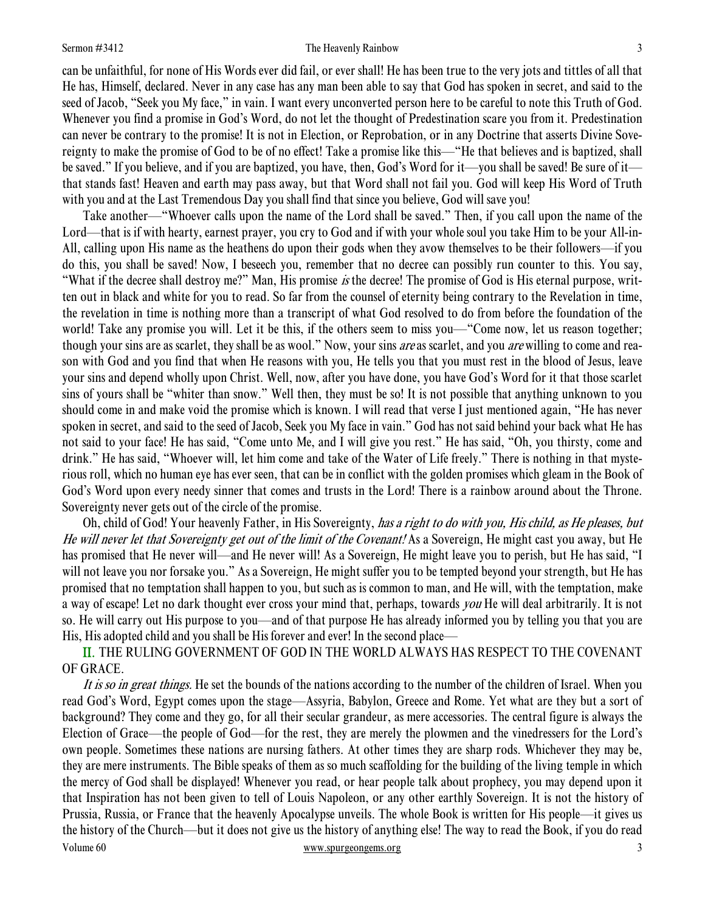can be unfaithful, for none of His Words ever did fail, or ever shall! He has been true to the very jots and tittles of all that He has, Himself, declared. Never in any case has any man been able to say that God has spoken in secret, and said to the seed of Jacob, "Seek you My face," in vain. I want every unconverted person here to be careful to note this Truth of God. Whenever you find a promise in God's Word, do not let the thought of Predestination scare you from it. Predestination can never be contrary to the promise! It is not in Election, or Reprobation, or in any Doctrine that asserts Divine Sovereignty to make the promise of God to be of no effect! Take a promise like this—"He that believes and is baptized, shall be saved." If you believe, and if you are baptized, you have, then, God's Word for it—you shall be saved! Be sure of it—that stands fast! Heaven and earth may pass away, but that Word shall not fail you. God will keep His Word of Truth with you and at the Last Tremendous Day you shall find that since you believe, God will save you!

Take another—"Whoever calls upon the name of the Lord shall be saved." Then, if you call upon the name of the Lord—that is if with hearty, earnest prayer, you cry to God and if with your whole soul you take Him to be your All-in-All, calling upon His name as the heathens do upon their gods when they avow themselves to be their followers—if you do this, you shall be saved! Now, I beseech you, remember that no decree can possibly run counter to this. You say, "What if the decree shall destroy me?" Man, His promise *is* the decree! The promise of God is His eternal purpose, written out in black and white for you to read. So far from the counsel of eternity being contrary to the Revelation in time, the revelation in time is nothing more than a transcript of what God resolved to do from before the foundation of the world! Take any promise you will. Let it be this, if the others seem to miss you—"Come now, let us reason together; though your sins are as scarlet, they shall be as wool." Now, your sins *are* as scarlet, and you *are* willing to come and reason with God and you find that when He reasons with you, He tells you that you must rest in the blood of Jesus, leave your sins and depend wholly upon Christ. Well, now, after you have done, you have God's Word for it that those scarlet sins of yours shall be "whiter than snow." Well then, they must be so! It is not possible that anything unknown to you should come in and make void the promise which is known. I will read that verse I just mentioned again, "He has never spoken in secret, and said to the seed of Jacob, Seek you My face in vain." God has not said behind your back what He has not said to your face! He has said, "Come unto Me, and I will give you rest." He has said, "Oh, you thirsty, come and drink." He has said, "Whoever will, let him come and take of the Water of Life freely." There is nothing in that mysterious roll, which no human eye has ever seen, that can be in conflict with the golden promises which gleam in the Book of God's Word upon every needy sinner that comes and trusts in the Lord! There is a rainbow around about the Throne. Sovereignty never gets out of the circle of the promise.

Oh, child of God! Your heavenly Father, in His Sovereignty, *has a right to do with you, His child, as He pleases, but He will never let that Sovereignty get out of the limit of the Covenant!* As a Sovereign, He might cast you away, but He has promised that He never will—and He never will! As a Sovereign, He might leave you to perish, but He has said, "I will not leave you nor forsake you." As a Sovereign, He might suffer you to be tempted beyond your strength, but He has promised that no temptation shall happen to you, but such as is common to man, and He will, with the temptation, make a way of escape! Let no dark thought ever cross your mind that, perhaps, towards *you* He will deal arbitrarily. It is not so. He will carry out His purpose to you—and of that purpose He has already informed you by telling you that you are His, His adopted child and you shall be His forever and ever! In the second place—

## II. THE RULING GOVERNMENT OF GOD IN THE WORLD ALWAYS HAS RESPECT TO THE COVENANT OF GRACE.

*It is so in great things.* He set the bounds of the nations according to the number of the children of Israel. When you read God's Word, Egypt comes upon the stage—Assyria, Babylon, Greece and Rome. Yet what are they but a sort of background? They come and they go, for all their secular grandeur, as mere accessories. The central figure is always the Election of Grace—the people of God—for the rest, they are merely the plowmen and the vinedressers for the Lord's own people. Sometimes these nations are nursing fathers. At other times they are sharp rods. Whichever they may be, they are mere instruments. The Bible speaks of them as so much scaffolding for the building of the living temple in which the mercy of God shall be displayed! Whenever you read, or hear people talk about prophecy, you may depend upon it that Inspiration has not been given to tell of Louis Napoleon, or any other earthly Sovereign. It is not the history of Prussia, Russia, or France that the heavenly Apocalypse unveils. The whole Book is written for His people—it gives us the history of the Church—but it does not give us the history of anything else! The way to read the Book, if you do read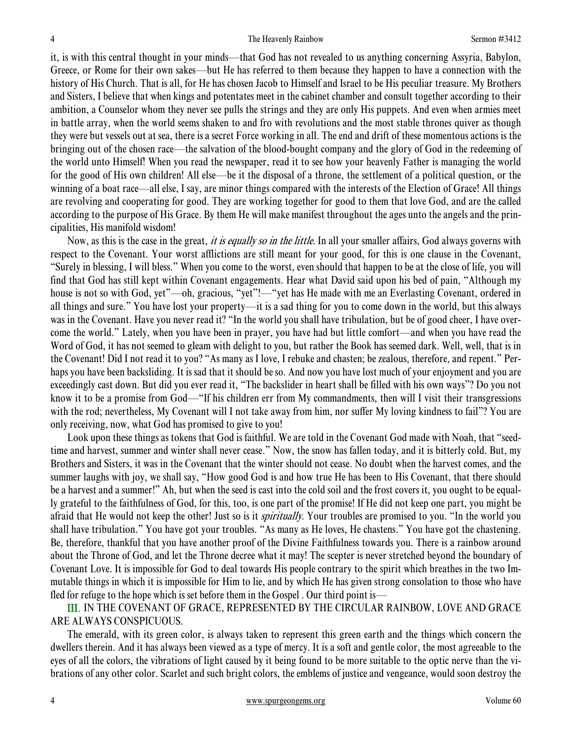it, is with this central thought in your minds—that God has not revealed to us anything concerning Assyria, Babylon, Greece, or Rome for their own sakes—but He has referred to them because they happen to have a connection with the history of His Church. That is all, for He has chosen Jacob to Himself and Israel to be His peculiar treasure. My Brothers and Sisters, I believe that when kings and potentates meet in the cabinet chamber and consult together according to their ambition, a Counselor whom they never see pulls the strings and they are only His puppets. And even when armies meet in battle array, when the world seems shaken to and fro with revolutions and the most stable thrones quiver as though they were but vessels out at sea, there is a secret Force working in all. The end and drift of these momentous actions is the bringing out of the chosen race—the salvation of the blood-bought company and the glory of God in the redeeming of the world unto Himself! When you read the newspaper, read it to see how your heavenly Father is managing the world for the good of His own children! All else—be it the disposal of a throne, the settlement of a political question, or the winning of a boat race—all else, I say, are minor things compared with the interests of the Election of Grace! All things are revolving and cooperating for good. They are working together for good to them that love God, and are the called according to the purpose of His Grace. By them He will make manifest throughout the ages unto the angels and the principalities, His manifold wisdom!

Now, as this is the case in the great, *it is equally so in the little*. In all your smaller affairs, God always governs with respect to the Covenant. Your worst afflictions are still meant for your good, for this is one clause in the Covenant, "Surely in blessing, I will bless." When you come to the worst, even should that happen to be at the close of life, you will find that God has still kept within Covenant engagements. Hear what David said upon his bed of pain, "Although my house is not so with God, yet"—oh, gracious, "yet"!—"yet has He made with me an Everlasting Covenant, ordered in all things and sure." You have lost your property—it is a sad thing for you to come down in the world, but this always was in the Covenant. Have you never read it? "In the world you shall have tribulation, but be of good cheer, I have overcome the world." Lately, when you have been in prayer, you have had but little comfort—and when you have read the Word of God, it has not seemed to gleam with delight to you, but rather the Book has seemed dark. Well, well, that is in the Covenant! Did I not read it to you? "As many as I love, I rebuke and chasten; be zealous, therefore, and repent." Perhaps you have been backsliding. It is sad that it should be so. And now you have lost much of your enjoyment and you are exceedingly cast down. But did you ever read it, "The backslider in heart shall be filled with his own ways"? Do you not know it to be a promise from God—"If his children err from My commandments, then will I visit their transgressions with the rod; nevertheless, My Covenant will I not take away from him, nor suffer My loving kindness to fail"? You are only receiving, now, what God has promised to give to you!

Look upon these things as tokens that God is faithful. We are told in the Covenant God made with Noah, that "seedtime and harvest, summer and winter shall never cease." Now, the snow has fallen today, and it is bitterly cold. But, my Brothers and Sisters, it was in the Covenant that the winter should not cease. No doubt when the harvest comes, and the summer laughs with joy, we shall say, "How good God is and how true He has been to His Covenant, that there should be a harvest and a summer!" Ah, but when the seed is cast into the cold soil and the frost covers it, you ought to be equally grateful to the faithfulness of God, for this, too, is one part of the promise! If He did not keep one part, you might be afraid that He would not keep the other! Just so is it *spiritually*. Your troubles are promised to you. "In the world you shall have tribulation." You have got your troubles. "As many as He loves, He chastens." You have got the chastening. Be, therefore, thankful that you have another proof of the Divine Faithfulness towards you. There is a rainbow around about the Throne of God, and let the Throne decree what it may! The scepter is never stretched beyond the boundary of Covenant Love. It is impossible for God to deal towards His people contrary to the spirit which breathes in the two Immutable things in which it is impossible for Him to lie, and by which He has given strong consolation to those who have fled for refuge to the hope which is set before them in the Gospel . Our third point is—

III. IN THE COVENANT OF GRACE, REPRESENTED BY THE CIRCULAR RAINBOW, LOVE AND GRACE ARE ALWAYS CONSPICUOUS.

The emerald, with its green color, is always taken to represent this green earth and the things which concern the dwellers therein. And it has always been viewed as a type of mercy. It is a soft and gentle color, the most agreeable to the eyes of all the colors, the vibrations of light caused by it being found to be more suitable to the optic nerve than the vibrations of any other color. Scarlet and such bright colors, the emblems of justice and vengeance, would soon destroy the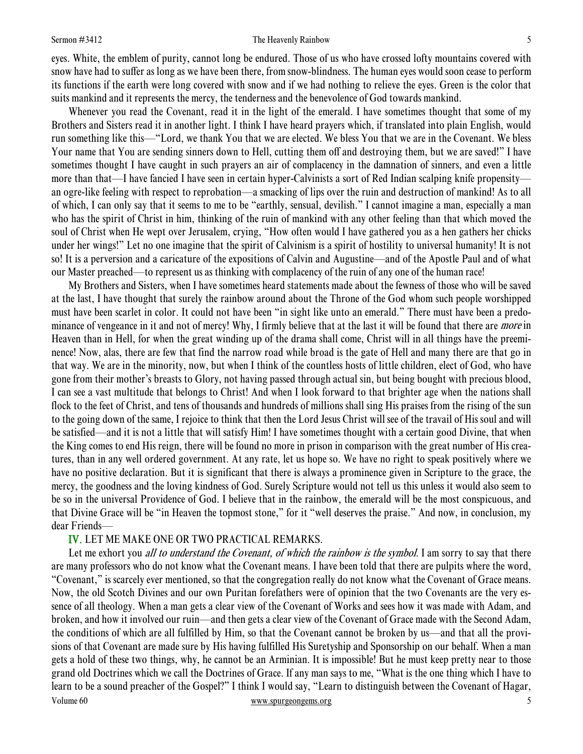eyes. White, the emblem of purity, cannot long be endured. Those of us who have crossed lofty mountains covered with snow have had to suffer as long as we have been there, from snow-blindness. The human eyes would soon cease to perform its functions if the earth were long covered with snow and if we had nothing to relieve the eyes. Green is the color that suits mankind and it represents the mercy, the tenderness and the benevolence of God towards mankind.

Whenever you read the Covenant, read it in the light of the emerald. I have sometimes thought that some of my Brothers and Sisters read it in another light. I think I have heard prayers which, if translated into plain English, would run something like this—"Lord, we thank You that we are elected. We bless You that we are in the Covenant. We bless Your name that You are sending sinners down to Hell, cutting them off and destroying them, but we are saved!" I have sometimes thought I have caught in such prayers an air of complacency in the damnation of sinners, and even a little more than that—I have fancied I have seen in certain hyper-Calvinists a sort of Red Indian scalping knife propensity—an ogre-like feeling with respect to reprobation—a smacking of lips over the ruin and destruction of mankind! As to all of which, I can only say that it seems to me to be "earthly, sensual, devilish." I cannot imagine a man, especially a man who has the spirit of Christ in him, thinking of the ruin of mankind with any other feeling than that which moved the soul of Christ when He wept over Jerusalem, crying, "How often would I have gathered you as a hen gathers her chicks under her wings!" Let no one imagine that the spirit of Calvinism is a spirit of hostility to universal humanity! It is not so! It is a perversion and a caricature of the expositions of Calvin and Augustine—and of the Apostle Paul and of what our Master preached—to represent us as thinking with complacency of the ruin of any one of the human race!

My Brothers and Sisters, when I have sometimes heard statements made about the fewness of those who will be saved at the last, I have thought that surely the rainbow around about the Throne of the God whom such people worshipped must have been scarlet in color. It could not have been "in sight like unto an emerald." There must have been a predominance of vengeance in it and not of mercy! Why, I firmly believe that at the last it will be found that there are *more* in Heaven than in Hell, for when the great winding up of the drama shall come, Christ will in all things have the preeminence! Now, alas, there are few that find the narrow road while broad is the gate of Hell and many there are that go in that way. We are in the minority, now, but when I think of the countless hosts of little children, elect of God, who have gone from their mother's breasts to Glory, not having passed through actual sin, but being bought with precious blood, I can see a vast multitude that belongs to Christ! And when I look forward to that brighter age when the nations shall flock to the feet of Christ, and tens of thousands and hundreds of millions shall sing His praises from the rising of the sun to the going down of the same, I rejoice to think that then the Lord Jesus Christ will see of the travail of His soul and will be satisfied—and it is not a little that will satisfy Him! I have sometimes thought with a certain good Divine, that when the King comes to end His reign, there will be found no more in prison in comparison with the great number of His creatures, than in any well ordered government. At any rate, let us hope so. We have no right to speak positively where we have no positive declaration. But it is significant that there is always a prominence given in Scripture to the grace, the mercy, the goodness and the loving kindness of God. Surely Scripture would not tell us this unless it would also seem to be so in the universal Providence of God. I believe that in the rainbow, the emerald will be the most conspicuous, and that Divine Grace will be "in Heaven the topmost stone," for it "well deserves the praise." And now, in conclusion, my dear Friends—

## IV. LET ME MAKE ONE OR TWO PRACTICAL REMARKS.

Let me exhort you *all to understand the Covenant, of which the rainbow is the symbol*. I am sorry to say that there are many professors who do not know what the Covenant means. I have been told that there are pulpits where the word, "Covenant," is scarcely ever mentioned, so that the congregation really do not know what the Covenant of Grace means. Now, the old Scotch Divines and our own Puritan forefathers were of opinion that the two Covenants are the very essence of all theology. When a man gets a clear view of the Covenant of Works and sees how it was made with Adam, and broken, and how it involved our ruin—and then gets a clear view of the Covenant of Grace made with the Second Adam, the conditions of which are all fulfilled by Him, so that the Covenant cannot be broken by us—and that all the provisions of that Covenant are made sure by His having fulfilled His Suretyship and Sponsorship on our behalf. When a man gets a hold of these two things, why, he cannot be an Arminian. It is impossible! But he must keep pretty near to those grand old Doctrines which we call the Doctrines of Grace. If any man says to me, "What is the one thing which I have to learn to be a sound preacher of the Gospel?" I think I would say, "Learn to distinguish between the Covenant of Hagar,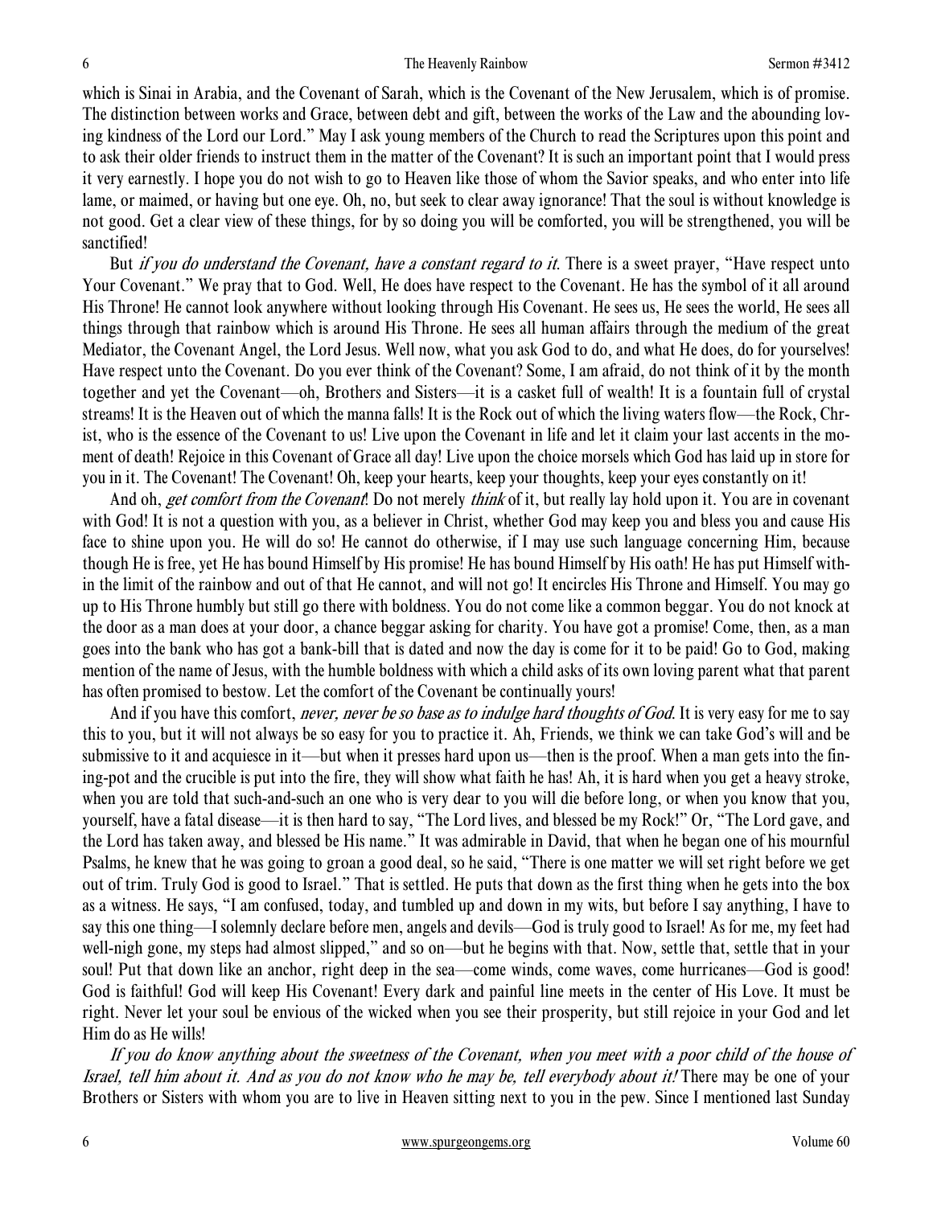which is Sinai in Arabia, and the Covenant of Sarah, which is the Covenant of the New Jerusalem, which is of promise. The distinction between works and Grace, between debt and gift, between the works of the Law and the abounding loving kindness of the Lord our Lord." May I ask young members of the Church to read the Scriptures upon this point and to ask their older friends to instruct them in the matter of the Covenant? It is such an important point that I would press it very earnestly. I hope you do not wish to go to Heaven like those of whom the Savior speaks, and who enter into life lame, or maimed, or having but one eye. Oh, no, but seek to clear away ignorance! That the soul is without knowledge is not good. Get a clear view of these things, for by so doing you will be comforted, you will be strengthened, you will be sanctified!

But *if you do understand the Covenant, have a constant regard to it*. There is a sweet prayer, "Have respect unto Your Covenant." We pray that to God. Well, He does have respect to the Covenant. He has the symbol of it all around His Throne! He cannot look anywhere without looking through His Covenant. He sees us, He sees the world, He sees all things through that rainbow which is around His Throne. He sees all human affairs through the medium of the great Mediator, the Covenant Angel, the Lord Jesus. Well now, what you ask God to do, and what He does, do for yourselves! Have respect unto the Covenant. Do you ever think of the Covenant? Some, I am afraid, do not think of it by the month together and yet the Covenant—oh, Brothers and Sisters—it is a casket full of wealth! It is a fountain full of crystal streams! It is the Heaven out of which the manna falls! It is the Rock out of which the living waters flow—the Rock, Christ, who is the essence of the Covenant to us! Live upon the Covenant in life and let it claim your last accents in the moment of death! Rejoice in this Covenant of Grace all day! Live upon the choice morsels which God has laid up in store for you in it. The Covenant! The Covenant! Oh, keep your hearts, keep your thoughts, keep your eyes constantly on it!

And oh, *get comfort from the Covenant*! Do not merely *think* of it, but really lay hold upon it. You are in covenant with God! It is not a question with you, as a believer in Christ, whether God may keep you and bless you and cause His face to shine upon you. He will do so! He cannot do otherwise, if I may use such language concerning Him, because though He is free, yet He has bound Himself by His promise! He has bound Himself by His oath! He has put Himself within the limit of the rainbow and out of that He cannot, and will not go! It encircles His Throne and Himself. You may go up to His Throne humbly but still go there with boldness. You do not come like a common beggar. You do not knock at the door as a man does at your door, a chance beggar asking for charity. You have got a promise! Come, then, as a man goes into the bank who has got a bank-bill that is dated and now the day is come for it to be paid! Go to God, making mention of the name of Jesus, with the humble boldness with which a child asks of its own loving parent what that parent has often promised to bestow. Let the comfort of the Covenant be continually yours!

And if you have this comfort, *never, never be so base as to indulge hard thoughts of God*. It is very easy for me to say this to you, but it will not always be so easy for you to practice it. Ah, Friends, we think we can take God's will and be submissive to it and acquiesce in it—but when it presses hard upon us—then is the proof. When a man gets into the fining-pot and the crucible is put into the fire, they will show what faith he has! Ah, it is hard when you get a heavy stroke, when you are told that such-and-such an one who is very dear to you will die before long, or when you know that you, yourself, have a fatal disease—it is then hard to say, "The Lord lives, and blessed be my Rock!" Or, "The Lord gave, and the Lord has taken away, and blessed be His name." It was admirable in David, that when he began one of his mournful Psalms, he knew that he was going to groan a good deal, so he said, "There is one matter we will set right before we get out of trim. Truly God is good to Israel." That is settled. He puts that down as the first thing when he gets into the box as a witness. He says, "I am confused, today, and tumbled up and down in my wits, but before I say anything, I have to say this one thing—I solemnly declare before men, angels and devils—God is truly good to Israel! As for me, my feet had well-nigh gone, my steps had almost slipped," and so on—but he begins with that. Now, settle that, settle that in your soul! Put that down like an anchor, right deep in the sea—come winds, come waves, come hurricanes—God is good! God is faithful! God will keep His Covenant! Every dark and painful line meets in the center of His Love. It must be right. Never let your soul be envious of the wicked when you see their prosperity, but still rejoice in your God and let Him do as He wills!

*If you do know anything about the sweetness of the Covenant, when you meet with a poor child of the house of Israel, tell him about it. And as you do not know who he may be, tell everybody about it!* There may be one of your Brothers or Sisters with whom you are to live in Heaven sitting next to you in the pew. Since I mentioned last Sunday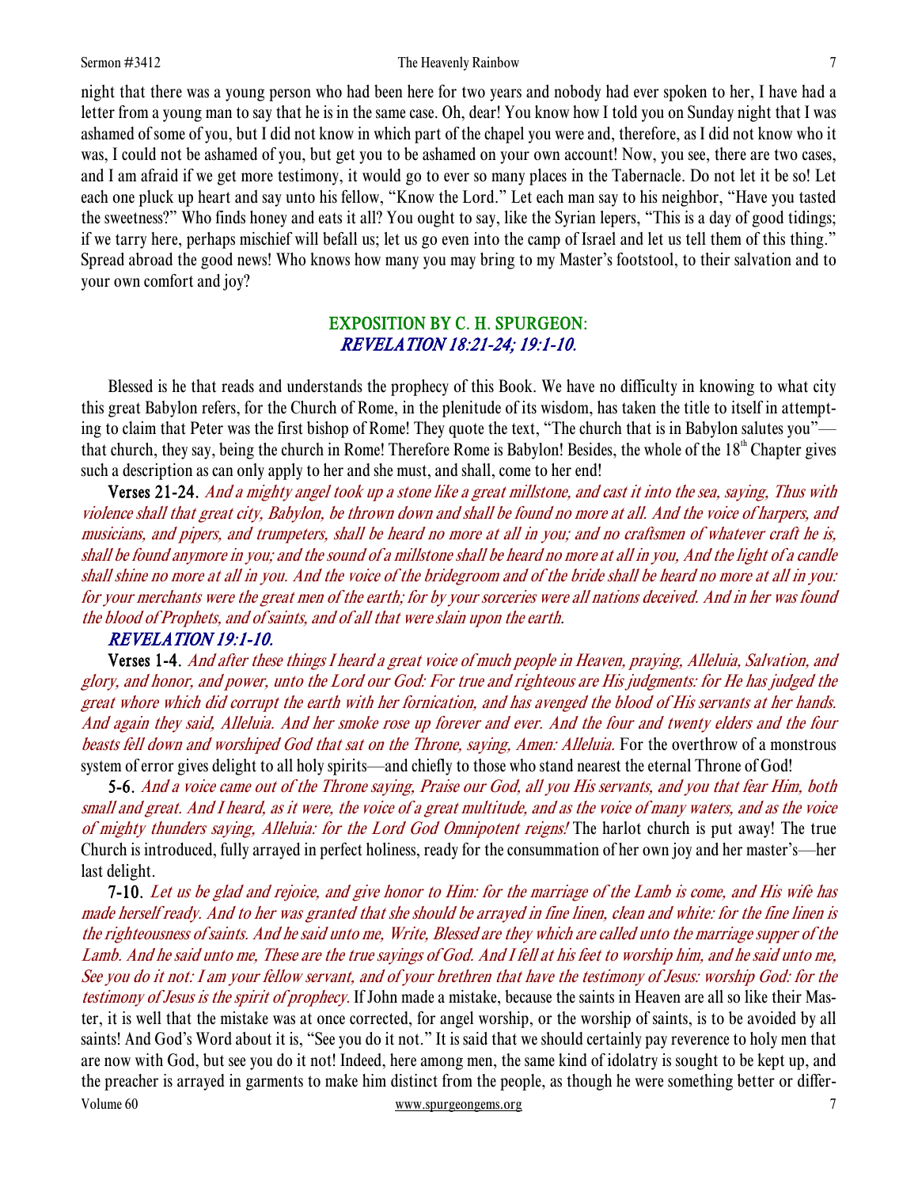night that there was a young person who had been here for two years and nobody had ever spoken to her, I have had a letter from a young man to say that he is in the same case. Oh, dear! You know how I told you on Sunday night that I was ashamed of some of you, but I did not know in which part of the chapel you were and, therefore, as I did not know who it was, I could not be ashamed of you, but get you to be ashamed on your own account! Now, you see, there are two cases, and I am afraid if we get more testimony, it would go to ever so many places in the Tabernacle. Do not let it be so! Let each one pluck up heart and say unto his fellow, "Know the Lord." Let each man say to his neighbor, "Have you tasted the sweetness?" Who finds honey and eats it all? You ought to say, like the Syrian lepers, "This is a day of good tidings; if we tarry here, perhaps mischief will befall us; let us go even into the camp of Israel and let us tell them of this thing." Spread abroad the good news! Who knows how many you may bring to my Master's footstool, to their salvation and to your own comfort and joy?

## EXPOSITION BY C. H. SPURGEON: *REVELATION 18:21-24; 19:1-10.*

Blessed is he that reads and understands the prophecy of this Book. We have no difficulty in knowing to what city this great Babylon refers, for the Church of Rome, in the plenitude of its wisdom, has taken the title to itself in attempting to claim that Peter was the first bishop of Rome! They quote the text, "The church that is in Babylon salutes you"—that church, they say, being the church in Rome! Therefore Rome is Babylon! Besides, the whole of the 18th Chapter gives such a description as can only apply to her and she must, and shall, come to her end!

**Verses 21-24.** *And a mighty angel took up a stone like a great millstone, and cast it into the sea, saying, Thus with violence shall that great city, Babylon, be thrown down and shall be found no more at all. And the voice of harpers, and musicians, and pipers, and trumpeters, shall be heard no more at all in you; and no craftsmen of whatever craft he is, shall be found anymore in you; and the sound of a millstone shall be heard no more at all in you, And the light of a candle shall shine no more at all in you. And the voice of the bridegroom and of the bride shall be heard no more at all in you: for your merchants were the great men of the earth; for by your sorceries were all nations deceived. And in her was found the blood of Prophets, and of saints, and of all that were slain upon the earth.*

### *REVELATION 19:1-10.*

**Verses 1-4.** *And after these things I heard a great voice of much people in Heaven, praying, Alleluia, Salvation, and glory, and honor, and power, unto the Lord our God: For true and righteous are His judgments: for He has judged the great whore which did corrupt the earth with her fornication, and has avenged the blood of His servants at her hands. And again they said, Alleluia. And her smoke rose up forever and ever. And the four and twenty elders and the four beasts fell down and worshiped God that sat on the Throne, saying, Amen: Alleluia.* For the overthrow of a monstrous system of error gives delight to all holy spirits—and chiefly to those who stand nearest the eternal Throne of God!

**5-6.** *And a voice came out of the Throne saying, Praise our God, all you His servants, and you that fear Him, both small and great. And I heard, as it were, the voice of a great multitude, and as the voice of many waters, and as the voice of mighty thunders saying, Alleluia: for the Lord God Omnipotent reigns!* The harlot church is put away! The true Church is introduced, fully arrayed in perfect holiness, ready for the consummation of her own joy and her master's—her last delight.

**7-10.** *Let us be glad and rejoice, and give honor to Him: for the marriage of the Lamb is come, and His wife has made herself ready. And to her was granted that she should be arrayed in fine linen, clean and white: for the fine linen is the righteousness of saints. And he said unto me, Write, Blessed are they which are called unto the marriage supper of the Lamb. And he said unto me, These are the true sayings of God. And I fell at his feet to worship him, and he said unto me, See you do it not: I am your fellow servant, and of your brethren that have the testimony of Jesus: worship God: for the testimony of Jesus is the spirit of prophecy.* If John made a mistake, because the saints in Heaven are all so like their Master, it is well that the mistake was at once corrected, for angel worship, or the worship of saints, is to be avoided by all saints! And God's Word about it is, "See you do it not." It is said that we should certainly pay reverence to holy men that are now with God, but see you do it not! Indeed, here among men, the same kind of idolatry is sought to be kept up, and the preacher is arrayed in garments to make him distinct from the people, as though he were something better or differ-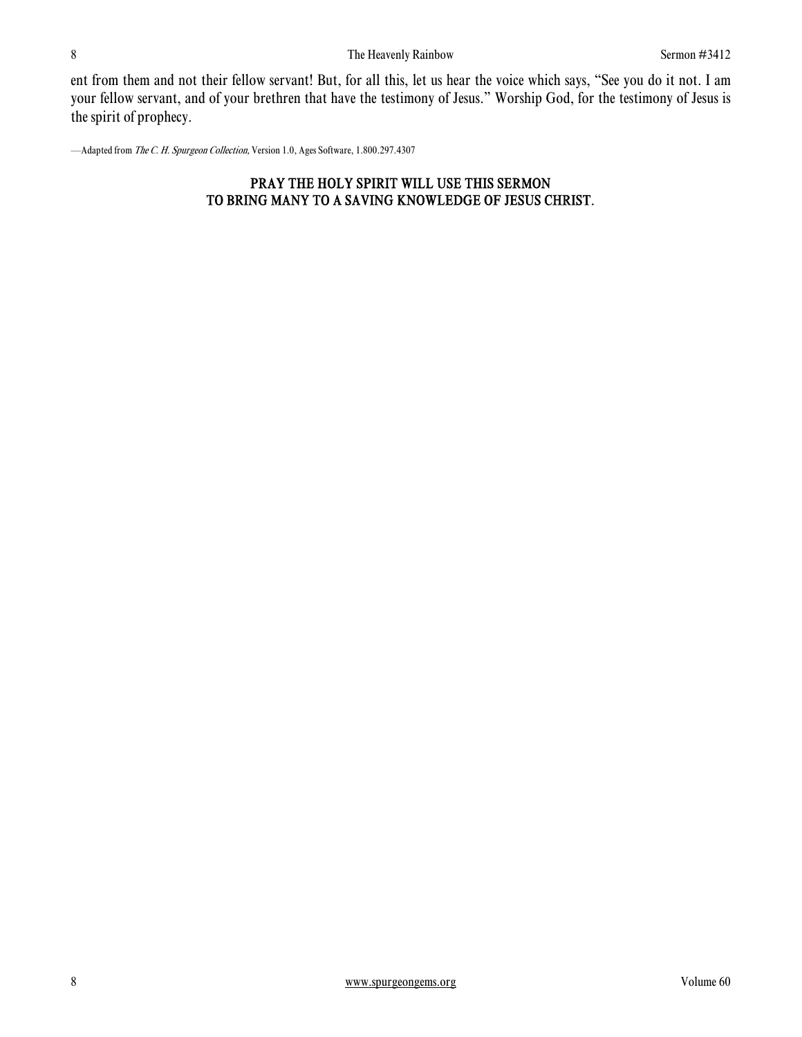ent from them and not their fellow servant! But, for all this, let us hear the voice which says, "See you do it not. I am your fellow servant, and of your brethren that have the testimony of Jesus." Worship God, for the testimony of Jesus is the spirit of prophecy.

—Adapted from *The C. H. Spurgeon Collection,* Version 1.0, Ages Software, 1.800.297.4307

**PRAY THE HOLY SPIRIT WILL USE THIS SERMON TO BRING MANY TO A SAVING KNOWLEDGE OF JESUS CHRIST.**